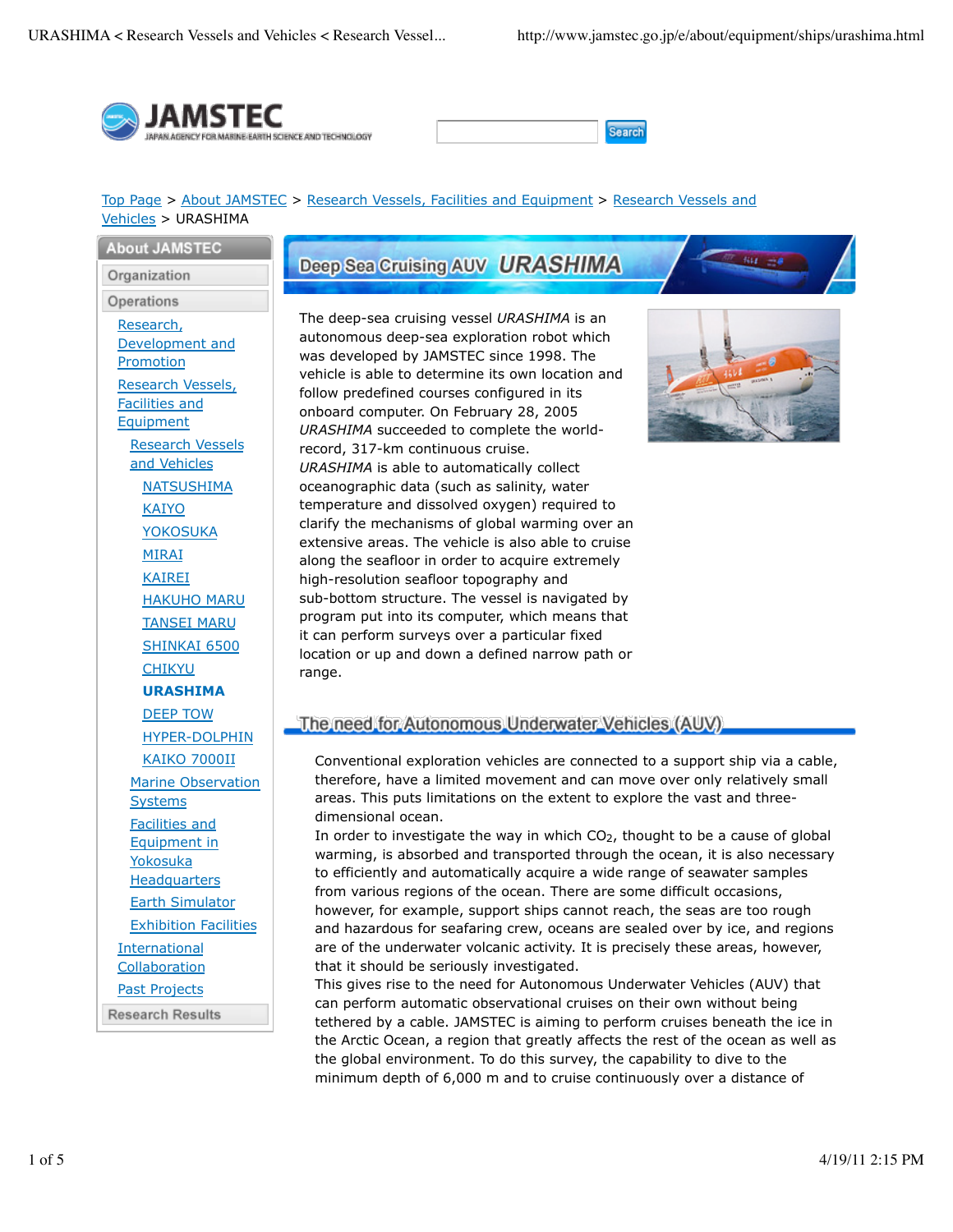![JAMSTEC — Japan Agency for Marine-Earth Science and Technology]

Search

[Top Page](#) > [About JAMSTEC](#) > [Research Vessels, Facilities and Equipment](#) > [Research Vessels and Vehicles](#) > URASHIMA

**About JAMSTEC**

- Organization
- Operations
  - [Research, Development and Promotion](#)
  - [Research Vessels, Facilities and Equipment](#)
    - [Research Vessels and Vehicles](#)
      - [NATSUSHIMA](#)
      - [KAIYO](#)
      - [YOKOSUKA](#)
      - [MIRAI](#)
      - [KAIREI](#)
      - [HAKUHO MARU](#)
      - [TANSEI MARU](#)
      - [SHINKAI 6500](#)
      - [CHIKYU](#)
      - **URASHIMA**
      - [DEEP TOW](#)
      - [HYPER-DOLPHIN](#)
      - [KAIKO 7000II](#)
    - [Marine Observation Systems](#)
    - [Facilities and Equipment in Yokosuka Headquarters](#)
    - [Earth Simulator](#)
    - [Exhibition Facilities](#)
  - [International Collaboration](#)
  - [Past Projects](#)
- Research Results

# Deep Sea Cruising AUV *URASHIMA*

The deep-sea cruising vessel *URASHIMA* is an autonomous deep-sea exploration robot which was developed by JAMSTEC since 1998. The vehicle is able to determine its own location and follow predefined courses configured in its onboard computer. On February 28, 2005 *URASHIMA* succeeded to complete the world-record, 317-km continuous cruise.
*URASHIMA* is able to automatically collect oceanographic data (such as salinity, water temperature and dissolved oxygen) required to clarify the mechanisms of global warming over an extensive areas. The vehicle is also able to cruise along the seafloor in order to acquire extremely high-resolution seafloor topography and sub-bottom structure. The vessel is navigated by program put into its computer, which means that it can perform surveys over a particular fixed location or up and down a defined narrow path or range.

## The need for Autonomous Underwater Vehicles (AUV)

Conventional exploration vehicles are connected to a support ship via a cable, therefore, have a limited movement and can move over only relatively small areas. This puts limitations on the extent to explore the vast and three-dimensional ocean.
In order to investigate the way in which $CO_2$, thought to be a cause of global warming, is absorbed and transported through the ocean, it is also necessary to efficiently and automatically acquire a wide range of seawater samples from various regions of the ocean. There are some difficult occasions, however, for example, support ships cannot reach, the seas are too rough and hazardous for seafaring crew, oceans are sealed over by ice, and regions are of the underwater volcanic activity. It is precisely these areas, however, that it should be seriously investigated.
This gives rise to the need for Autonomous Underwater Vehicles (AUV) that can perform automatic observational cruises on their own without being tethered by a cable. JAMSTEC is aiming to perform cruises beneath the ice in the Arctic Ocean, a region that greatly affects the rest of the ocean as well as the global environment. To do this survey, the capability to dive to the minimum depth of 6,000 m and to cruise continuously over a distance of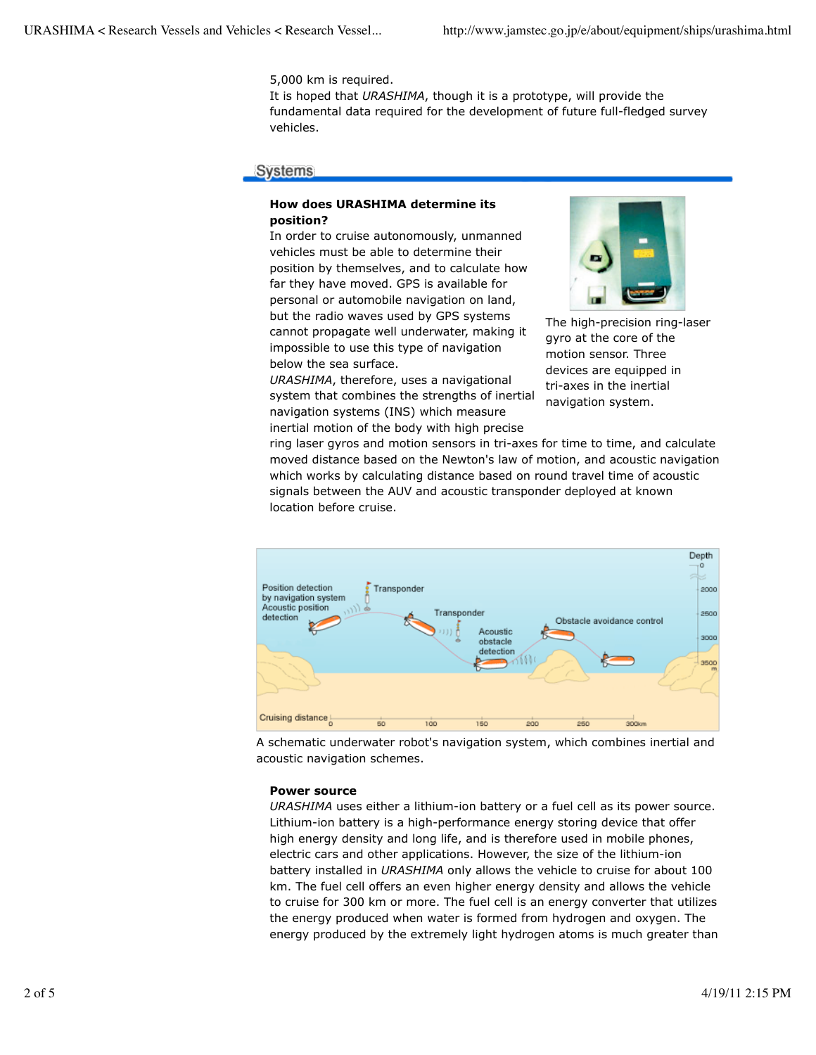5,000 km is required.
It is hoped that *URASHIMA*, though it is a prototype, will provide the fundamental data required for the development of future full-fledged survey vehicles.

## Systems

**How does URASHIMA determine its position?**
In order to cruise autonomously, unmanned vehicles must be able to determine their position by themselves, and to calculate how far they have moved. GPS is available for personal or automobile navigation on land, but the radio waves used by GPS systems cannot propagate well underwater, making it impossible to use this type of navigation below the sea surface.
*URASHIMA*, therefore, uses a navigational system that combines the strengths of inertial navigation systems (INS) which measure inertial motion of the body with high precise ring laser gyros and motion sensors in tri-axes for time to time, and calculate moved distance based on the Newton's law of motion, and acoustic navigation which works by calculating distance based on round travel time of acoustic signals between the AUV and acoustic transponder deployed at known location before cruise.

The high-precision ring-laser gyro at the core of the motion sensor. Three devices are equipped in tri-axes in the inertial navigation system.

A schematic underwater robot's navigation system, which combines inertial and acoustic navigation schemes.

**Power source**
*URASHIMA* uses either a lithium-ion battery or a fuel cell as its power source. Lithium-ion battery is a high-performance energy storing device that offer high energy density and long life, and is therefore used in mobile phones, electric cars and other applications. However, the size of the lithium-ion battery installed in *URASHIMA* only allows the vehicle to cruise for about 100 km. The fuel cell offers an even higher energy density and allows the vehicle to cruise for 300 km or more. The fuel cell is an energy converter that utilizes the energy produced when water is formed from hydrogen and oxygen. The energy produced by the extremely light hydrogen atoms is much greater than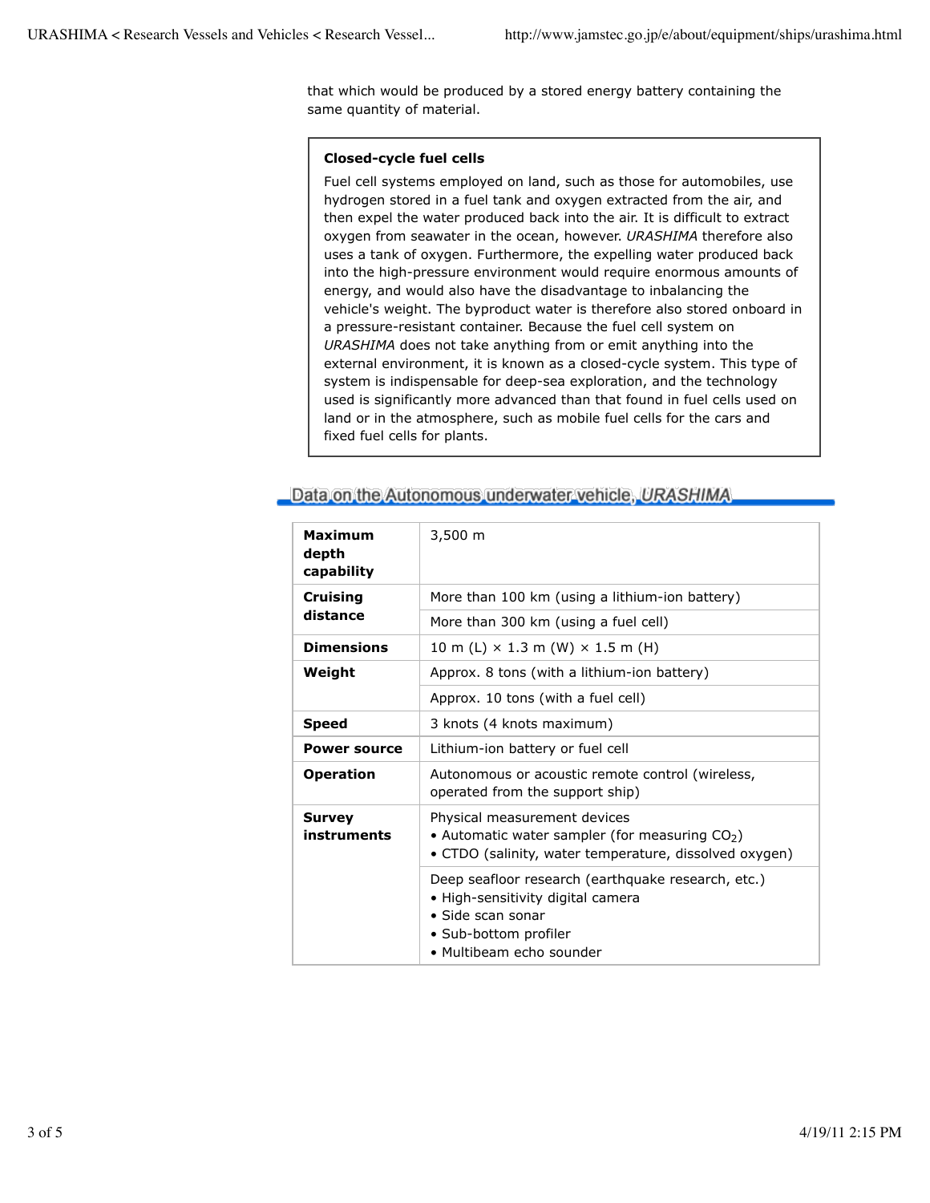that which would be produced by a stored energy battery containing the same quantity of material.

> **Closed-cycle fuel cells**
>
> Fuel cell systems employed on land, such as those for automobiles, use hydrogen stored in a fuel tank and oxygen extracted from the air, and then expel the water produced back into the air. It is difficult to extract oxygen from seawater in the ocean, however. *URASHIMA* therefore also uses a tank of oxygen. Furthermore, the expelling water produced back into the high-pressure environment would require enormous amounts of energy, and would also have the disadvantage to inbalancing the vehicle's weight. The byproduct water is therefore also stored onboard in a pressure-resistant container. Because the fuel cell system on *URASHIMA* does not take anything from or emit anything into the external environment, it is known as a closed-cycle system. This type of system is indispensable for deep-sea exploration, and the technology used is significantly more advanced than that found in fuel cells used on land or in the atmosphere, such as mobile fuel cells for the cars and fixed fuel cells for plants.

## Data on the Autonomous underwater vehicle, *URASHIMA*

| | |
|---|---|
| **Maximum depth capability** | 3,500 m |
| **Cruising distance** | More than 100 km (using a lithium-ion battery) |
| | More than 300 km (using a fuel cell) |
| **Dimensions** | 10 m (L) × 1.3 m (W) × 1.5 m (H) |
| **Weight** | Approx. 8 tons (with a lithium-ion battery) |
| | Approx. 10 tons (with a fuel cell) |
| **Speed** | 3 knots (4 knots maximum) |
| **Power source** | Lithium-ion battery or fuel cell |
| **Operation** | Autonomous or acoustic remote control (wireless, operated from the support ship) |
| **Survey instruments** | Physical measurement devices<br>• Automatic water sampler (for measuring $CO_2$)<br>• CTDO (salinity, water temperature, dissolved oxygen) |
| | Deep seafloor research (earthquake research, etc.)<br>• High-sensitivity digital camera<br>• Side scan sonar<br>• Sub-bottom profiler<br>• Multibeam echo sounder |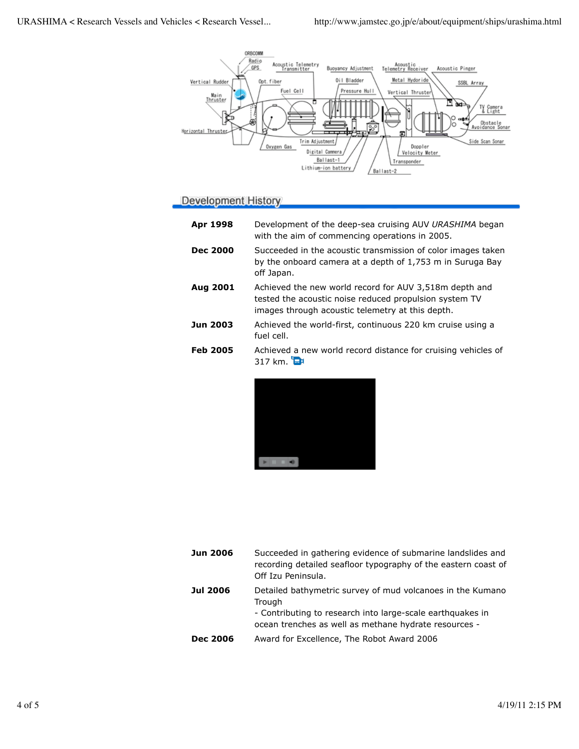## Development History

**Apr 1998** Development of the deep-sea cruising AUV *URASHIMA* began with the aim of commencing operations in 2005.

**Dec 2000** Succeeded in the acoustic transmission of color images taken by the onboard camera at a depth of 1,753 m in Suruga Bay off Japan.

**Aug 2001** Achieved the new world record for AUV 3,518m depth and tested the acoustic noise reduced propulsion system TV images through acoustic telemetry at this depth.

**Jun 2003** Achieved the world-first, continuous 220 km cruise using a fuel cell.

**Feb 2005** Achieved a new world record distance for cruising vehicles of 317 km.

**Jun 2006** Succeeded in gathering evidence of submarine landslides and recording detailed seafloor typography of the eastern coast of Off Izu Peninsula.

**Jul 2006** Detailed bathymetric survey of mud volcanoes in the Kumano Trough
- Contributing to research into large-scale earthquakes in ocean trenches as well as methane hydrate resources -

**Dec 2006** Award for Excellence, The Robot Award 2006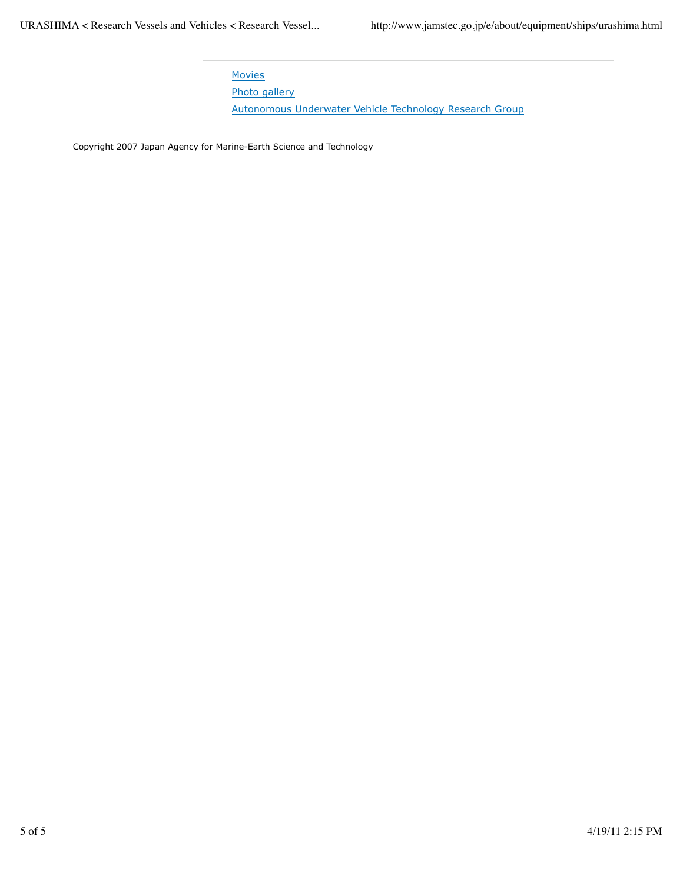---

[Movies]

[Photo gallery]

[Autonomous Underwater Vehicle Technology Research Group]

Copyright 2007 Japan Agency for Marine-Earth Science and Technology